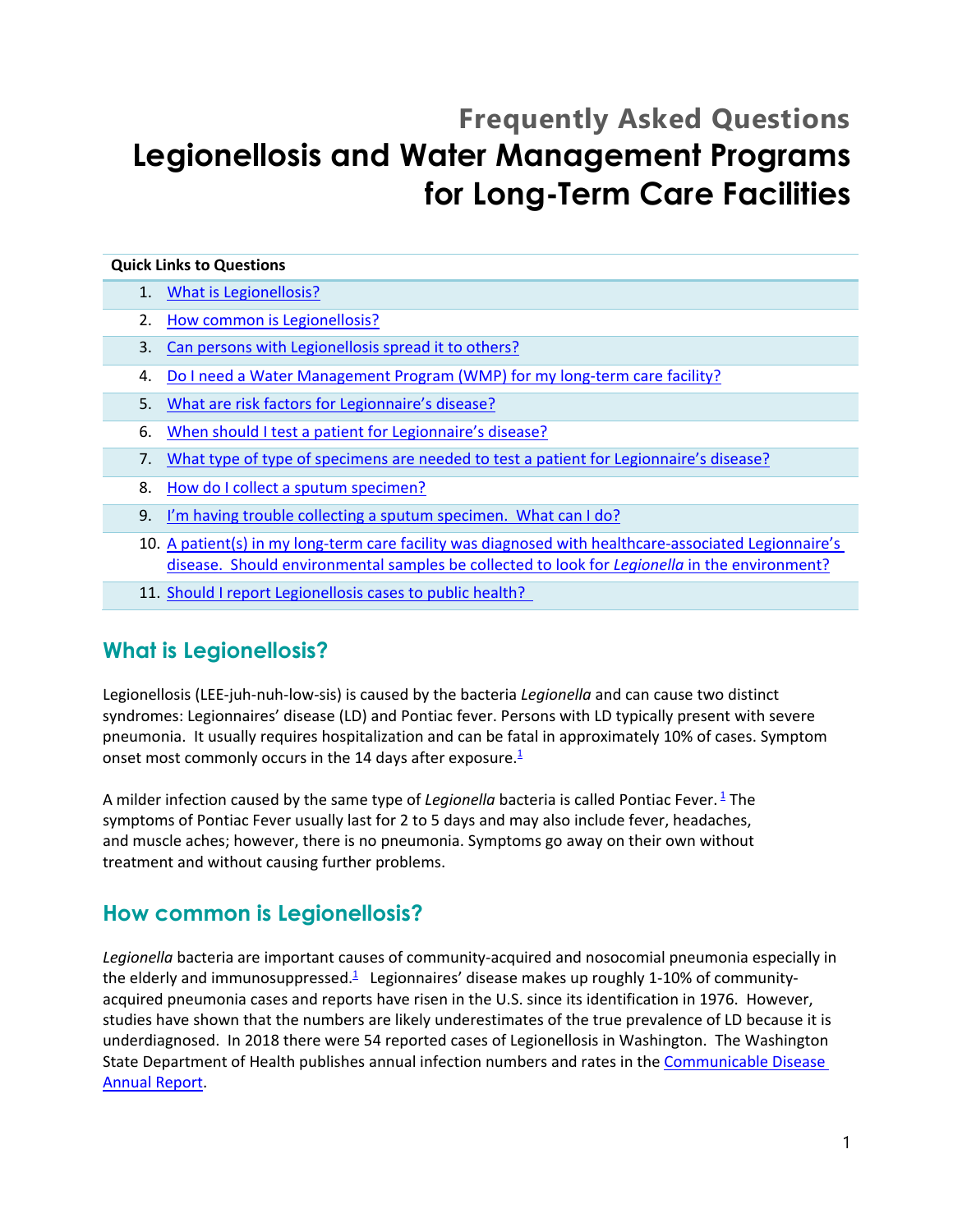## Frequently Asked Questions

# Legionellosis and Water Management Programs for Long-Term Care Facilities

| Quick Links to Questions |
|---|
| 1. What is Legionellosis? |
| 2. How common is Legionellosis? |
| 3. Can persons with Legionellosis spread it to others? |
| 4. Do I need a Water Management Program (WMP) for my long-term care facility? |
| 5. What are risk factors for Legionnaire's disease? |
| 6. When should I test a patient for Legionnaire's disease? |
| 7. What type of type of specimens are needed to test a patient for Legionnaire's disease? |
| 8. How do I collect a sputum specimen? |
| 9. I'm having trouble collecting a sputum specimen. What can I do? |
| 10. A patient(s) in my long-term care facility was diagnosed with healthcare-associated Legionnaire's disease. Should environmental samples be collected to look for *Legionella* in the environment? |
| 11. Should I report Legionellosis cases to public health? |

## What is Legionellosis?

Legionellosis (LEE-juh-nuh-low-sis) is caused by the bacteria *Legionella* and can cause two distinct syndromes: Legionnaires' disease (LD) and Pontiac fever. Persons with LD typically present with severe pneumonia. It usually requires hospitalization and can be fatal in approximately 10% of cases. Symptom onset most commonly occurs in the 14 days after exposure.[1]

A milder infection caused by the same type of *Legionella* bacteria is called Pontiac Fever. [1] The symptoms of Pontiac Fever usually last for 2 to 5 days and may also include fever, headaches, and muscle aches; however, there is no pneumonia. Symptoms go away on their own without treatment and without causing further problems.

## How common is Legionellosis?

*Legionella* bacteria are important causes of community-acquired and nosocomial pneumonia especially in the elderly and immunosuppressed.[1] Legionnaires' disease makes up roughly 1-10% of community-acquired pneumonia cases and reports have risen in the U.S. since its identification in 1976. However, studies have shown that the numbers are likely underestimates of the true prevalence of LD because it is underdiagnosed. In 2018 there were 54 reported cases of Legionellosis in Washington. The Washington State Department of Health publishes annual infection numbers and rates in the Communicable Disease Annual Report.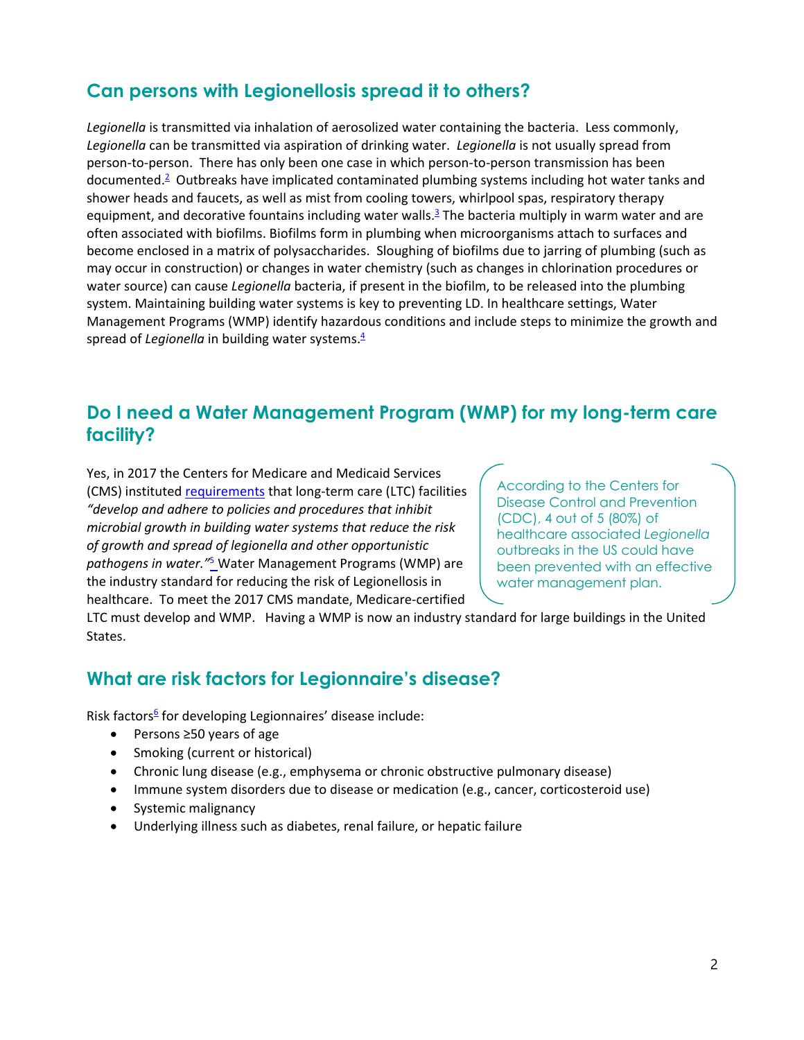## Can persons with Legionellosis spread it to others?

*Legionella* is transmitted via inhalation of aerosolized water containing the bacteria. Less commonly, *Legionella* can be transmitted via aspiration of drinking water. *Legionella* is not usually spread from person-to-person. There has only been one case in which person-to-person transmission has been documented.[2] Outbreaks have implicated contaminated plumbing systems including hot water tanks and shower heads and faucets, as well as mist from cooling towers, whirlpool spas, respiratory therapy equipment, and decorative fountains including water walls.[3] The bacteria multiply in warm water and are often associated with biofilms. Biofilms form in plumbing when microorganisms attach to surfaces and become enclosed in a matrix of polysaccharides. Sloughing of biofilms due to jarring of plumbing (such as may occur in construction) or changes in water chemistry (such as changes in chlorination procedures or water source) can cause *Legionella* bacteria, if present in the biofilm, to be released into the plumbing system. Maintaining building water systems is key to preventing LD. In healthcare settings, Water Management Programs (WMP) identify hazardous conditions and include steps to minimize the growth and spread of *Legionella* in building water systems.[4]

## Do I need a Water Management Program (WMP) for my long-term care facility?

Yes, in 2017 the Centers for Medicare and Medicaid Services (CMS) instituted requirements that long-term care (LTC) facilities *"develop and adhere to policies and procedures that inhibit microbial growth in building water systems that reduce the risk of growth and spread of legionella and other opportunistic pathogens in water."*[5] Water Management Programs (WMP) are the industry standard for reducing the risk of Legionellosis in healthcare. To meet the 2017 CMS mandate, Medicare-certified LTC must develop and WMP. Having a WMP is now an industry standard for large buildings in the United States.

> According to the Centers for Disease Control and Prevention (CDC), 4 out of 5 (80%) of healthcare associated *Legionella* outbreaks in the US could have been prevented with an effective water management plan.

## What are risk factors for Legionnaire's disease?

Risk factors[6] for developing Legionnaires' disease include:

- Persons ≥50 years of age
- Smoking (current or historical)
- Chronic lung disease (e.g., emphysema or chronic obstructive pulmonary disease)
- Immune system disorders due to disease or medication (e.g., cancer, corticosteroid use)
- Systemic malignancy
- Underlying illness such as diabetes, renal failure, or hepatic failure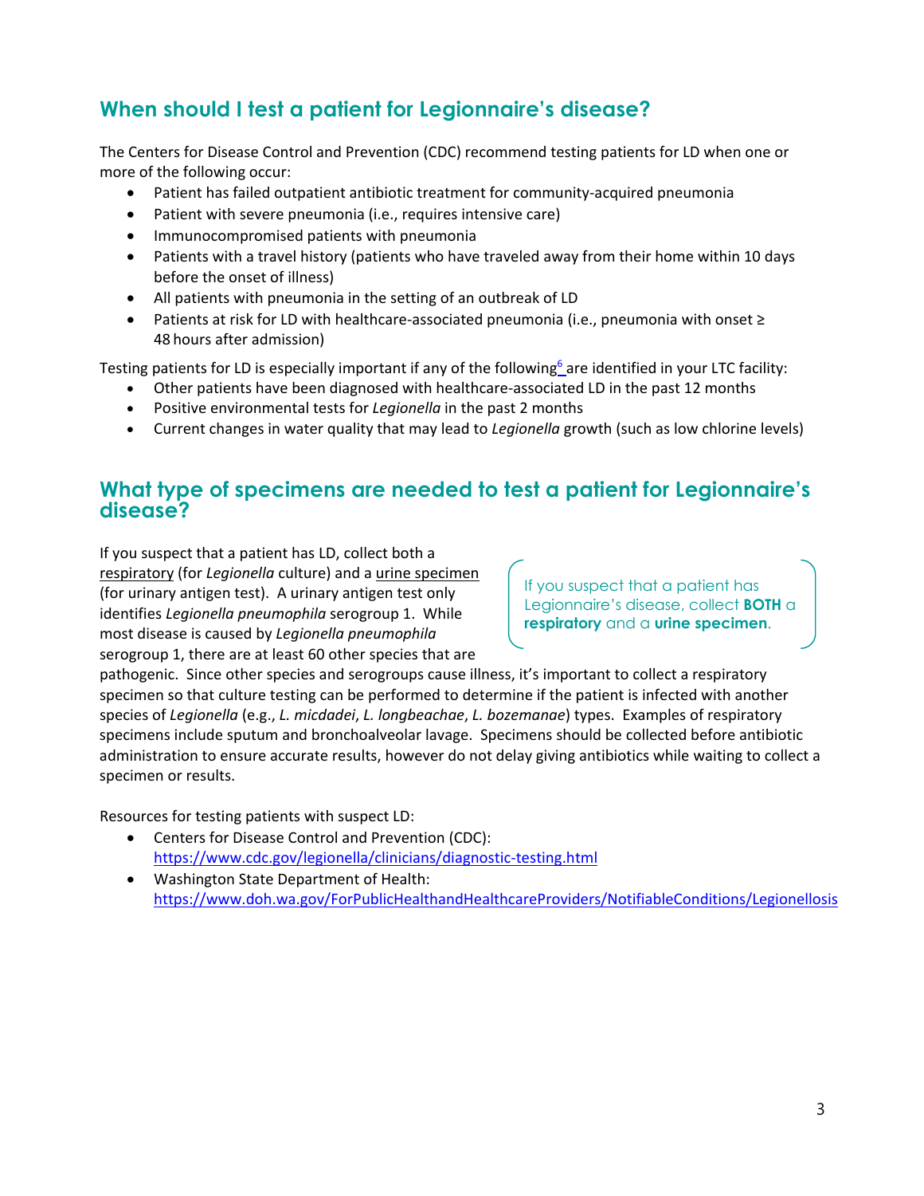## When should I test a patient for Legionnaire's disease?

The Centers for Disease Control and Prevention (CDC) recommend testing patients for LD when one or more of the following occur:

- Patient has failed outpatient antibiotic treatment for community-acquired pneumonia
- Patient with severe pneumonia (i.e., requires intensive care)
- Immunocompromised patients with pneumonia
- Patients with a travel history (patients who have traveled away from their home within 10 days before the onset of illness)
- All patients with pneumonia in the setting of an outbreak of LD
- Patients at risk for LD with healthcare-associated pneumonia (i.e., pneumonia with onset ≥ 48 hours after admission)

Testing patients for LD is especially important if any of the following[6] are identified in your LTC facility:

- Other patients have been diagnosed with healthcare-associated LD in the past 12 months
- Positive environmental tests for *Legionella* in the past 2 months
- Current changes in water quality that may lead to *Legionella* growth (such as low chlorine levels)

## What type of specimens are needed to test a patient for Legionnaire's disease?

> If you suspect that a patient has Legionnaire's disease, collect **BOTH** a **respiratory** and a **urine specimen**.

If you suspect that a patient has LD, collect both a respiratory (for *Legionella* culture) and a urine specimen (for urinary antigen test). A urinary antigen test only identifies *Legionella pneumophila* serogroup 1. While most disease is caused by *Legionella pneumophila* serogroup 1, there are at least 60 other species that are pathogenic. Since other species and serogroups cause illness, it's important to collect a respiratory specimen so that culture testing can be performed to determine if the patient is infected with another species of *Legionella* (e.g., *L. micdadei*, *L. longbeachae*, *L. bozemanae*) types. Examples of respiratory specimens include sputum and bronchoalveolar lavage. Specimens should be collected before antibiotic administration to ensure accurate results, however do not delay giving antibiotics while waiting to collect a specimen or results.

Resources for testing patients with suspect LD:

- Centers for Disease Control and Prevention (CDC): https://www.cdc.gov/legionella/clinicians/diagnostic-testing.html
- Washington State Department of Health: https://www.doh.wa.gov/ForPublicHealthandHealthcareProviders/NotifiableConditions/Legionellosis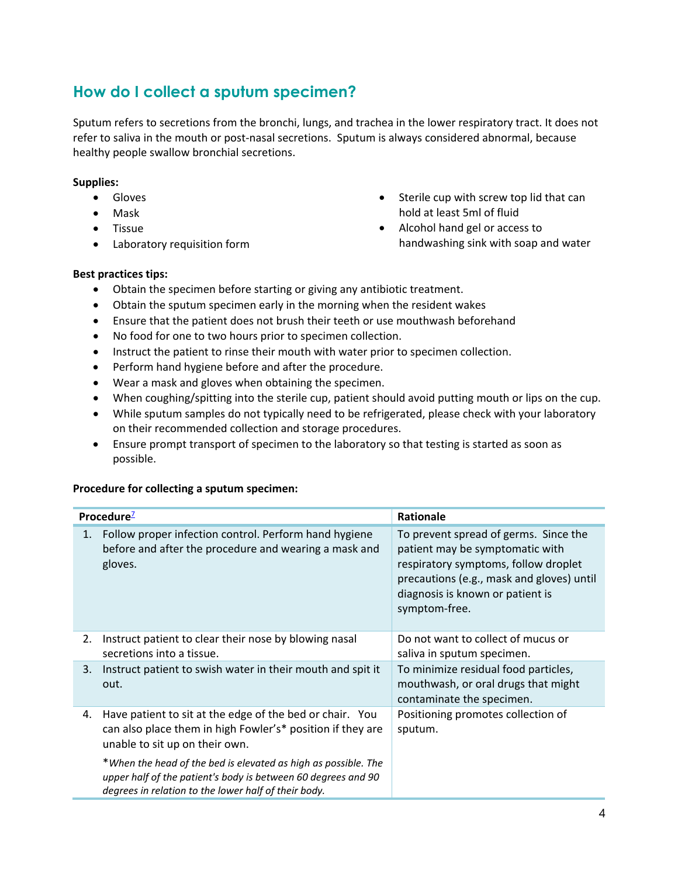## How do I collect a sputum specimen?

Sputum refers to secretions from the bronchi, lungs, and trachea in the lower respiratory tract. It does not refer to saliva in the mouth or post-nasal secretions. Sputum is always considered abnormal, because healthy people swallow bronchial secretions.

**Supplies:**

- Gloves
- Mask
- Tissue
- Laboratory requisition form
- Sterile cup with screw top lid that can hold at least 5ml of fluid
- Alcohol hand gel or access to handwashing sink with soap and water

**Best practices tips:**

- Obtain the specimen before starting or giving any antibiotic treatment.
- Obtain the sputum specimen early in the morning when the resident wakes
- Ensure that the patient does not brush their teeth or use mouthwash beforehand
- No food for one to two hours prior to specimen collection.
- Instruct the patient to rinse their mouth with water prior to specimen collection.
- Perform hand hygiene before and after the procedure.
- Wear a mask and gloves when obtaining the specimen.
- When coughing/spitting into the sterile cup, patient should avoid putting mouth or lips on the cup.
- While sputum samples do not typically need to be refrigerated, please check with your laboratory on their recommended collection and storage procedures.
- Ensure prompt transport of specimen to the laboratory so that testing is started as soon as possible.

**Procedure for collecting a sputum specimen:**

| Procedure[7] | Rationale |
|---|---|
| 1. Follow proper infection control. Perform hand hygiene before and after the procedure and wearing a mask and gloves. | To prevent spread of germs. Since the patient may be symptomatic with respiratory symptoms, follow droplet precautions (e.g., mask and gloves) until diagnosis is known or patient is symptom-free. |
| 2. Instruct patient to clear their nose by blowing nasal secretions into a tissue. | Do not want to collect of mucus or saliva in sputum specimen. |
| 3. Instruct patient to swish water in their mouth and spit it out. | To minimize residual food particles, mouthwash, or oral drugs that might contaminate the specimen. |
| 4. Have patient to sit at the edge of the bed or chair. You can also place them in high Fowler's* position if they are unable to sit up on their own. <br><br> **When the head of the bed is elevated as high as possible. The upper half of the patient's body is between 60 degrees and 90 degrees in relation to the lower half of their body.* | Positioning promotes collection of sputum. |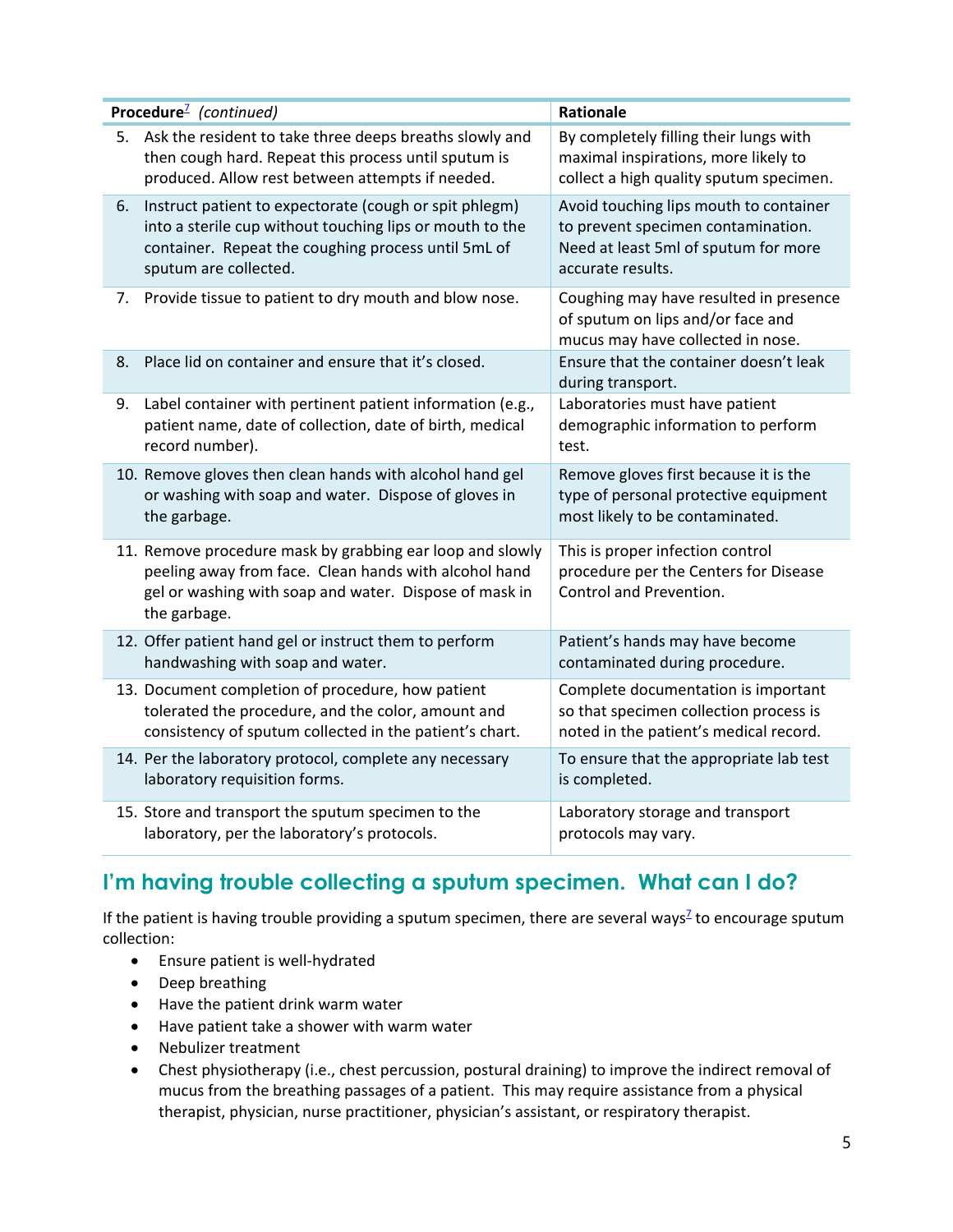| Procedure[7] *(continued)* | Rationale |
|---|---|
| 5. Ask the resident to take three deeps breaths slowly and then cough hard. Repeat this process until sputum is produced. Allow rest between attempts if needed. | By completely filling their lungs with maximal inspirations, more likely to collect a high quality sputum specimen. |
| 6. Instruct patient to expectorate (cough or spit phlegm) into a sterile cup without touching lips or mouth to the container. Repeat the coughing process until 5mL of sputum are collected. | Avoid touching lips mouth to container to prevent specimen contamination. Need at least 5ml of sputum for more accurate results. |
| 7. Provide tissue to patient to dry mouth and blow nose. | Coughing may have resulted in presence of sputum on lips and/or face and mucus may have collected in nose. |
| 8. Place lid on container and ensure that it's closed. | Ensure that the container doesn't leak during transport. |
| 9. Label container with pertinent patient information (e.g., patient name, date of collection, date of birth, medical record number). | Laboratories must have patient demographic information to perform test. |
| 10. Remove gloves then clean hands with alcohol hand gel or washing with soap and water. Dispose of gloves in the garbage. | Remove gloves first because it is the type of personal protective equipment most likely to be contaminated. |
| 11. Remove procedure mask by grabbing ear loop and slowly peeling away from face. Clean hands with alcohol hand gel or washing with soap and water. Dispose of mask in the garbage. | This is proper infection control procedure per the Centers for Disease Control and Prevention. |
| 12. Offer patient hand gel or instruct them to perform handwashing with soap and water. | Patient's hands may have become contaminated during procedure. |
| 13. Document completion of procedure, how patient tolerated the procedure, and the color, amount and consistency of sputum collected in the patient's chart. | Complete documentation is important so that specimen collection process is noted in the patient's medical record. |
| 14. Per the laboratory protocol, complete any necessary laboratory requisition forms. | To ensure that the appropriate lab test is completed. |
| 15. Store and transport the sputum specimen to the laboratory, per the laboratory's protocols. | Laboratory storage and transport protocols may vary. |

## I'm having trouble collecting a sputum specimen. What can I do?

If the patient is having trouble providing a sputum specimen, there are several ways[7] to encourage sputum collection:

- Ensure patient is well-hydrated
- Deep breathing
- Have the patient drink warm water
- Have patient take a shower with warm water
- Nebulizer treatment
- Chest physiotherapy (i.e., chest percussion, postural draining) to improve the indirect removal of mucus from the breathing passages of a patient. This may require assistance from a physical therapist, physician, nurse practitioner, physician's assistant, or respiratory therapist.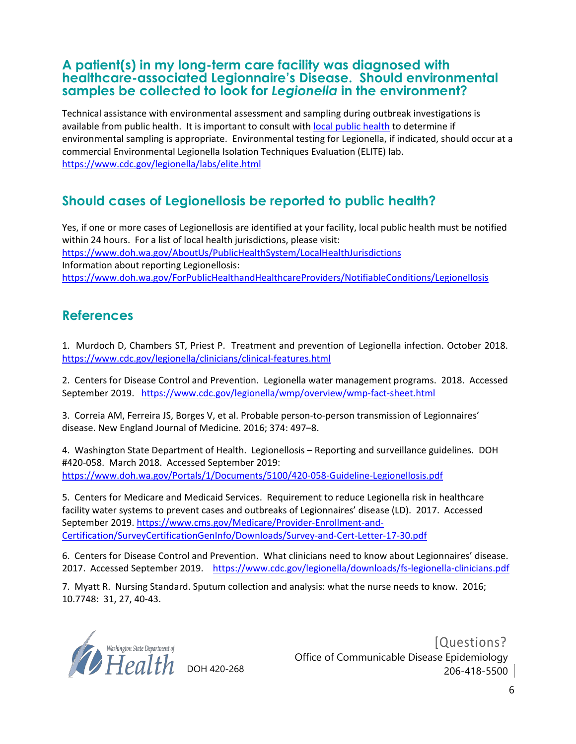## A patient(s) in my long-term care facility was diagnosed with healthcare-associated Legionnaire's Disease. Should environmental samples be collected to look for *Legionella* in the environment?

Technical assistance with environmental assessment and sampling during outbreak investigations is available from public health. It is important to consult with local public health to determine if environmental sampling is appropriate. Environmental testing for Legionella, if indicated, should occur at a commercial Environmental Legionella Isolation Techniques Evaluation (ELITE) lab. https://www.cdc.gov/legionella/labs/elite.html

## Should cases of Legionellosis be reported to public health?

Yes, if one or more cases of Legionellosis are identified at your facility, local public health must be notified within 24 hours. For a list of local health jurisdictions, please visit:
https://www.doh.wa.gov/AboutUs/PublicHealthSystem/LocalHealthJurisdictions
Information about reporting Legionellosis:
https://www.doh.wa.gov/ForPublicHealthandHealthcareProviders/NotifiableConditions/Legionellosis

## References

1. Murdoch D, Chambers ST, Priest P. Treatment and prevention of Legionella infection. October 2018. https://www.cdc.gov/legionella/clinicians/clinical-features.html

2. Centers for Disease Control and Prevention. Legionella water management programs. 2018. Accessed September 2019. https://www.cdc.gov/legionella/wmp/overview/wmp-fact-sheet.html

3. Correia AM, Ferreira JS, Borges V, et al. Probable person-to-person transmission of Legionnaires' disease. New England Journal of Medicine. 2016; 374: 497–8.

4. Washington State Department of Health. Legionellosis – Reporting and surveillance guidelines. DOH #420-058. March 2018. Accessed September 2019: https://www.doh.wa.gov/Portals/1/Documents/5100/420-058-Guideline-Legionellosis.pdf

5. Centers for Medicare and Medicaid Services. Requirement to reduce Legionella risk in healthcare facility water systems to prevent cases and outbreaks of Legionnaires' disease (LD). 2017. Accessed September 2019. https://www.cms.gov/Medicare/Provider-Enrollment-and-Certification/SurveyCertificationGenInfo/Downloads/Survey-and-Cert-Letter-17-30.pdf

6. Centers for Disease Control and Prevention. What clinicians need to know about Legionnaires' disease. 2017. Accessed September 2019. https://www.cdc.gov/legionella/downloads/fs-legionella-clinicians.pdf

7. Myatt R. Nursing Standard. Sputum collection and analysis: what the nurse needs to know. 2016; 10.7748: 31, 27, 40-43.

Washington State Department of Health DOH 420-268

[Questions?
Office of Communicable Disease Epidemiology
206-418-5500